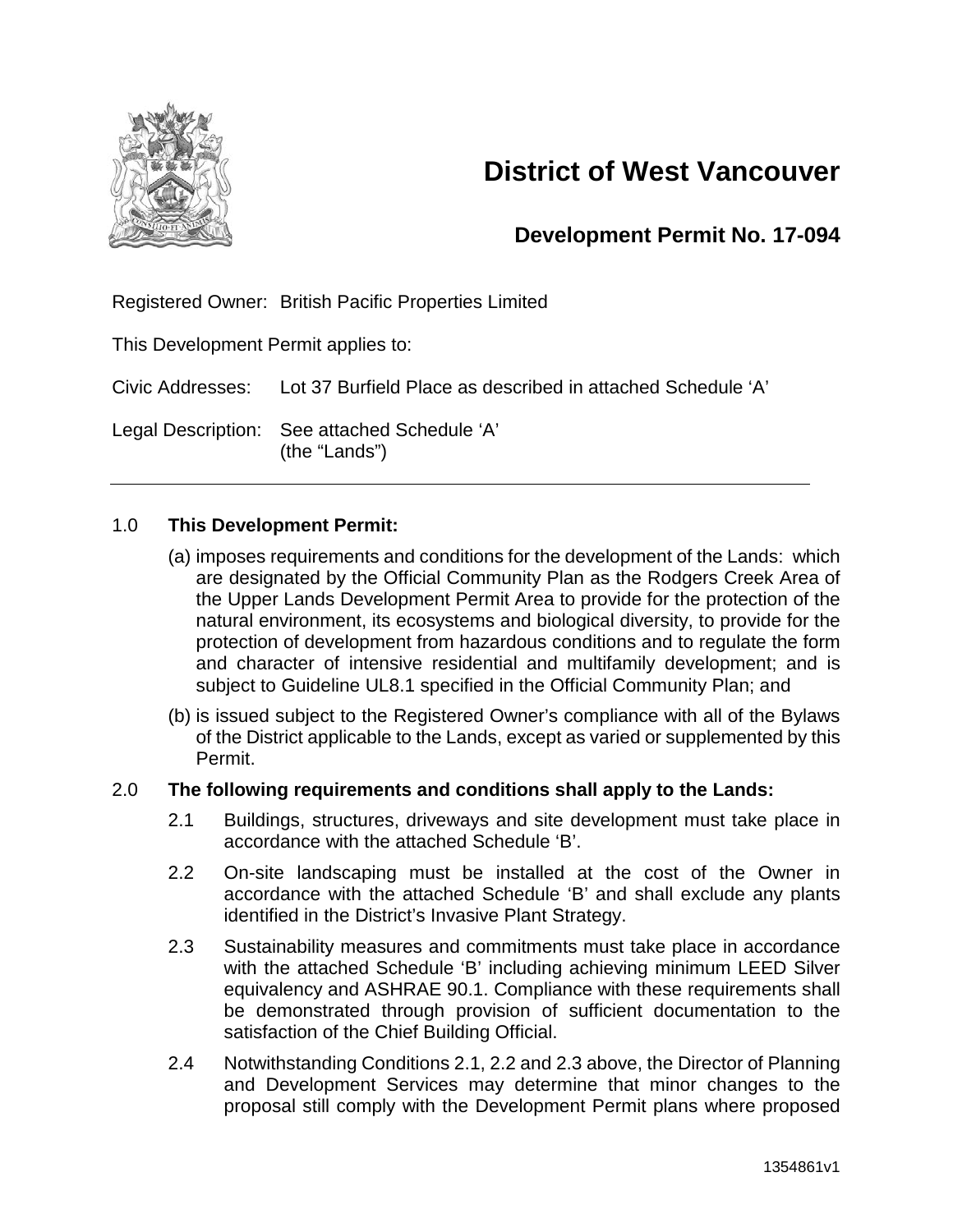# District of West Vancouver

## Development Permit No. 17-094

Registered Owner: British Pacific Properties Limited

This Development Permit applies to:

Civic Addresses: Lot 37 Burfield Place as described in attached Schedule 'A'

Legal Description: See attached Schedule 'A'
(the "Lands")

---

1.0 **This Development Permit:**

(a) imposes requirements and conditions for the development of the Lands: which are designated by the Official Community Plan as the Rodgers Creek Area of the Upper Lands Development Permit Area to provide for the protection of the natural environment, its ecosystems and biological diversity, to provide for the protection of development from hazardous conditions and to regulate the form and character of intensive residential and multifamily development; and is subject to Guideline UL8.1 specified in the Official Community Plan; and

(b) is issued subject to the Registered Owner's compliance with all of the Bylaws of the District applicable to the Lands, except as varied or supplemented by this Permit.

2.0 **The following requirements and conditions shall apply to the Lands:**

2.1 Buildings, structures, driveways and site development must take place in accordance with the attached Schedule 'B'.

2.2 On-site landscaping must be installed at the cost of the Owner in accordance with the attached Schedule 'B' and shall exclude any plants identified in the District's Invasive Plant Strategy.

2.3 Sustainability measures and commitments must take place in accordance with the attached Schedule 'B' including achieving minimum LEED Silver equivalency and ASHRAE 90.1. Compliance with these requirements shall be demonstrated through provision of sufficient documentation to the satisfaction of the Chief Building Official.

2.4 Notwithstanding Conditions 2.1, 2.2 and 2.3 above, the Director of Planning and Development Services may determine that minor changes to the proposal still comply with the Development Permit plans where proposed

1354861v1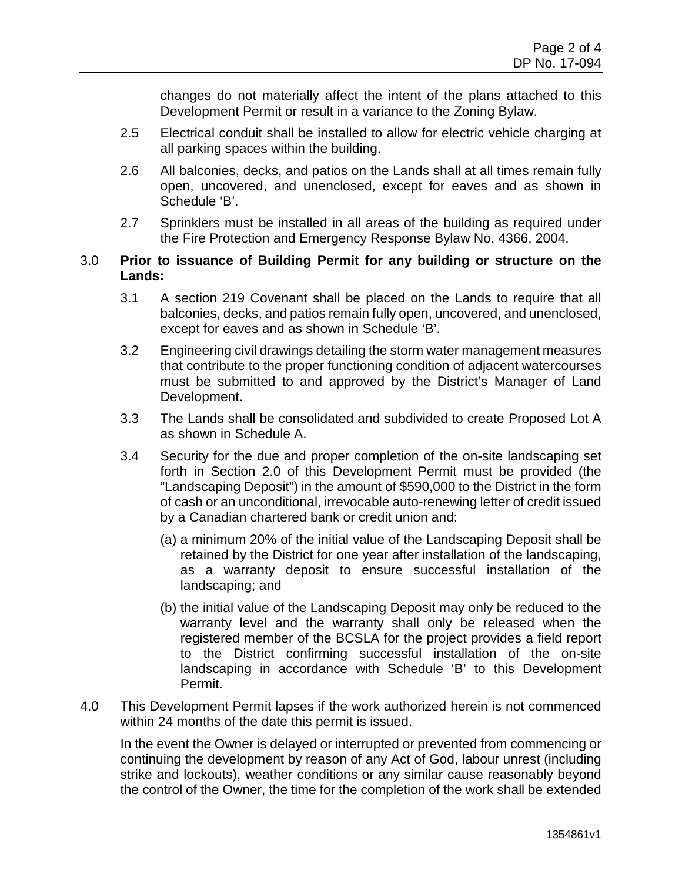changes do not materially affect the intent of the plans attached to this Development Permit or result in a variance to the Zoning Bylaw.

2.5 Electrical conduit shall be installed to allow for electric vehicle charging at all parking spaces within the building.

2.6 All balconies, decks, and patios on the Lands shall at all times remain fully open, uncovered, and unenclosed, except for eaves and as shown in Schedule 'B'.

2.7 Sprinklers must be installed in all areas of the building as required under the Fire Protection and Emergency Response Bylaw No. 4366, 2004.

3.0 **Prior to issuance of Building Permit for any building or structure on the Lands:**

3.1 A section 219 Covenant shall be placed on the Lands to require that all balconies, decks, and patios remain fully open, uncovered, and unenclosed, except for eaves and as shown in Schedule 'B'.

3.2 Engineering civil drawings detailing the storm water management measures that contribute to the proper functioning condition of adjacent watercourses must be submitted to and approved by the District's Manager of Land Development.

3.3 The Lands shall be consolidated and subdivided to create Proposed Lot A as shown in Schedule A.

3.4 Security for the due and proper completion of the on-site landscaping set forth in Section 2.0 of this Development Permit must be provided (the "Landscaping Deposit") in the amount of $590,000 to the District in the form of cash or an unconditional, irrevocable auto-renewing letter of credit issued by a Canadian chartered bank or credit union and:

(a) a minimum 20% of the initial value of the Landscaping Deposit shall be retained by the District for one year after installation of the landscaping, as a warranty deposit to ensure successful installation of the landscaping; and

(b) the initial value of the Landscaping Deposit may only be reduced to the warranty level and the warranty shall only be released when the registered member of the BCSLA for the project provides a field report to the District confirming successful installation of the on-site landscaping in accordance with Schedule 'B' to this Development Permit.

4.0 This Development Permit lapses if the work authorized herein is not commenced within 24 months of the date this permit is issued.

In the event the Owner is delayed or interrupted or prevented from commencing or continuing the development by reason of any Act of God, labour unrest (including strike and lockouts), weather conditions or any similar cause reasonably beyond the control of the Owner, the time for the completion of the work shall be extended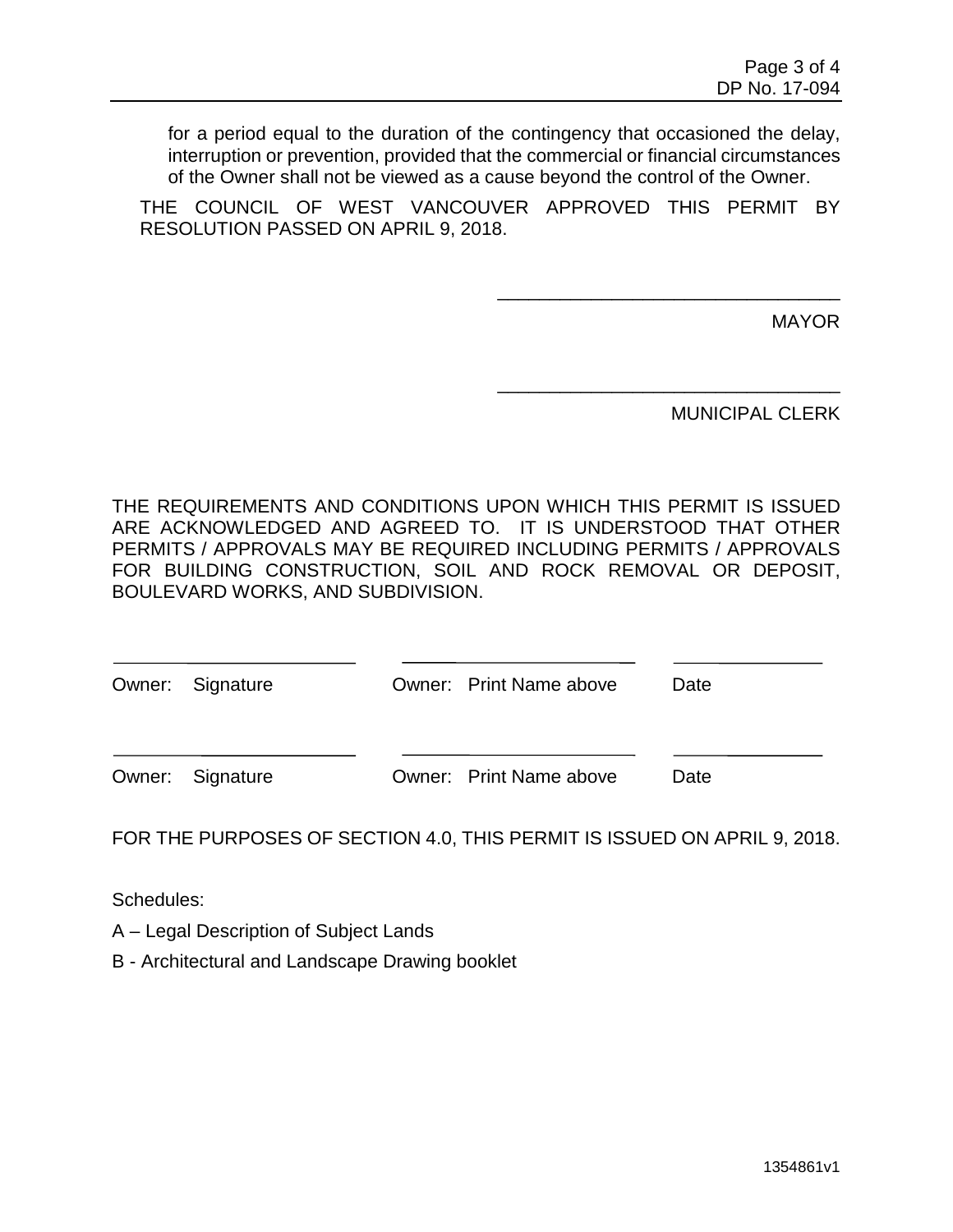for a period equal to the duration of the contingency that occasioned the delay, interruption or prevention, provided that the commercial or financial circumstances of the Owner shall not be viewed as a cause beyond the control of the Owner.

THE COUNCIL OF WEST VANCOUVER APPROVED THIS PERMIT BY RESOLUTION PASSED ON APRIL 9, 2018.

\_\_\_\_\_\_\_\_\_\_\_\_\_\_\_\_\_\_\_\_\_\_\_\_\_\_\_\_\_\_\_\_

MAYOR

\_\_\_\_\_\_\_\_\_\_\_\_\_\_\_\_\_\_\_\_\_\_\_\_\_\_\_\_\_\_\_\_

MUNICIPAL CLERK

THE REQUIREMENTS AND CONDITIONS UPON WHICH THIS PERMIT IS ISSUED ARE ACKNOWLEDGED AND AGREED TO. IT IS UNDERSTOOD THAT OTHER PERMITS / APPROVALS MAY BE REQUIRED INCLUDING PERMITS / APPROVALS FOR BUILDING CONSTRUCTION, SOIL AND ROCK REMOVAL OR DEPOSIT, BOULEVARD WORKS, AND SUBDIVISION.

| | | |
|---|---|---|
| \_\_\_\_\_\_\_\_\_\_\_\_\_\_\_\_\_\_ | \_\_\_\_\_\_\_\_\_\_\_\_\_\_\_\_\_\_ | \_\_\_\_\_\_\_\_\_\_\_\_ |
| Owner: Signature | Owner: Print Name above | Date |
| \_\_\_\_\_\_\_\_\_\_\_\_\_\_\_\_\_\_ | \_\_\_\_\_\_\_\_\_\_\_\_\_\_\_\_\_\_ | \_\_\_\_\_\_\_\_\_\_\_\_ |
| Owner: Signature | Owner: Print Name above | Date |

FOR THE PURPOSES OF SECTION 4.0, THIS PERMIT IS ISSUED ON APRIL 9, 2018.

Schedules:

A – Legal Description of Subject Lands

B - Architectural and Landscape Drawing booklet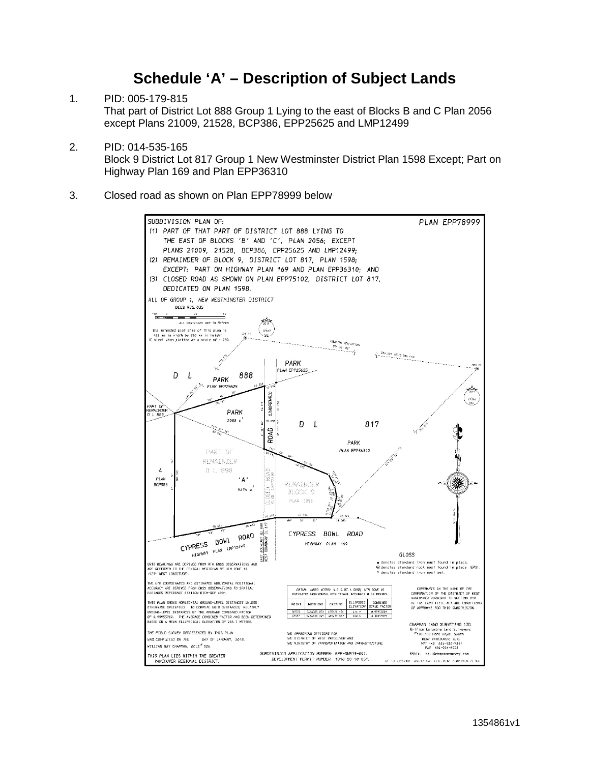# Schedule 'A' – Description of Subject Lands

1. PID: 005-179-815
   That part of District Lot 888 Group 1 Lying to the east of Blocks B and C Plan 2056 except Plans 21009, 21528, BCP386, EPP25625 and LMP12499

2. PID: 014-535-165
   Block 9 District Lot 817 Group 1 New Westminster District Plan 1598 Except; Part on Highway Plan 169 and Plan EPP36310

3. Closed road as shown on Plan EPP78999 below

SUBDIVISION PLAN OF:

(1) PART OF THAT PART OF DISTRICT LOT 888 LYING TO THE EAST OF BLOCKS 'B' AND 'C', PLAN 2056; EXCEPT PLANS 21009, 21528, BCP386, EPP25625 AND LMP12499;

(2) REMAINDER OF BLOCK 9, DISTRICT LOT 817, PLAN 1598; EXCEPT: PART ON HIGHWAY PLAN 169 AND PLAN EPP36310; AND

(3) CLOSED ROAD AS SHOWN ON PLAN EPP75102, DISTRICT LOT 817, DEDICATED ON PLAN 1598.

ALL OF GROUP 1, NEW WESTMINSTER DISTRICT

BCGS 92G.035

PLAN EPP78999

All Distances are in Metres

The intended plot size of this plan is 432 mm in width by 560 mm in height (C size) when plotted at a scale of 1:750.

D L 888

PARK PLAN EPP25625

PARK 2088 m²

PART OF REMAINDER D L 888

'A' 9314 m²

ROAD (UNOPENED)

CLOSED ROAD PLAN LMP

D L 817

PARK PLAN EPP36310

REMAINDER BLOCK 9 PLAN 1598

4 PLAN BCP386

CYPRESS BOWL ROAD HIGHWAY PLAN LMP12499

CYPRESS BOWL ROAD HIGHWAY PLAN 169

EAST BOUNDARY DL 888 / WEST BOUNDARY DL 817

LEGEND

● denotes standard iron post found in place.
⊙ denotes standard rock post found in place (GPS).
○ denotes standard iron post set.

GRID BEARINGS ARE DERIVED FROM RTK GNSS OBSERVATIONS AND ARE REFERRED TO THE CENTRAL MERIDIAN OF UTM ZONE 10 (123° WEST LONGITUDE).

THE UTM COORDINATES AND ESTIMATED HORIZONTAL POSITIONAL ACCURACY ARE DERIVED FROM GNSS OBSERVATIONS TO SPATIAL PLEIADES REFERENCE STATION BTCM-REF 4001.

THIS PLAN SHOWS HORIZONTAL GROUND-LEVEL DISTANCES UNLESS OTHERWISE SPECIFIED. TO COMPUTE GRID DISTANCES, MULTIPLY GROUND-LEVEL DISTANCES BY THE AVERAGE COMBINED FACTOR OF 0.99955789. THE AVERAGE COMBINED FACTOR HAS BEEN DETERMINED BASED ON A MEAN ELLIPSOIDAL ELEVATION OF 285.7 METRES.

THE FIELD SURVEY REPRESENTED BY THIS PLAN WAS COMPLETED ON THE ___ DAY OF JANUARY, 2018.
WILLIAM RAY CHAPMAN, BCLS # 526.

THIS PLAN LIES WITHIN THE GREATER VANCOUVER REGIONAL DISTRICT.

DATUM: NAD83 (CSRS) 4.0.0.BC.1.GVRD, UTM ZONE 10
ESTIMATED HORIZONTAL POSITIONAL ACCURACY 0.05 METRES.

| POINT | NORTHING | EASTING | ELLIPSOID ELEVATION | COMBINED SCALE FACTOR |
|---|---|---|---|---|
| GPS16 | 5466685.051 | 485622.156 | 271.7 | 0.99956001 |
| GPS17 | 5466613.365 | 485415.517 | 299.5 | 0.99955577 |

THE APPROVING OFFICERS FOR THE DISTRICT OF WEST VANCOUVER AND THE MINISTRY OF TRANSPORTATION AND INFRASTRUCTURE.

SUBDIVISION APPLICATION NUMBER: BPP-SUB13-001.
DEVELOPMENT PERMIT NUMBER: 1010-20-10-051.

COVENANTS IN THE NAME OF THE CORPORATION OF THE DISTRICT OF WEST VANCOUVER PURSUANT TO SECTION 219 OF THE LAND TITLE ACT ARE CONDITIONS OF APPROVAL FOR THIS SUBDIVISION.

CHAPMAN LAND SURVEYING LTD.
British Columbia Land Surveyors
#107-100 Park Royal South
WEST VANCOUVER, B.C.
V7T 1A2 604-926-7311
FAX 604-926-6923
EMAIL: bill@chapmansurvey.com